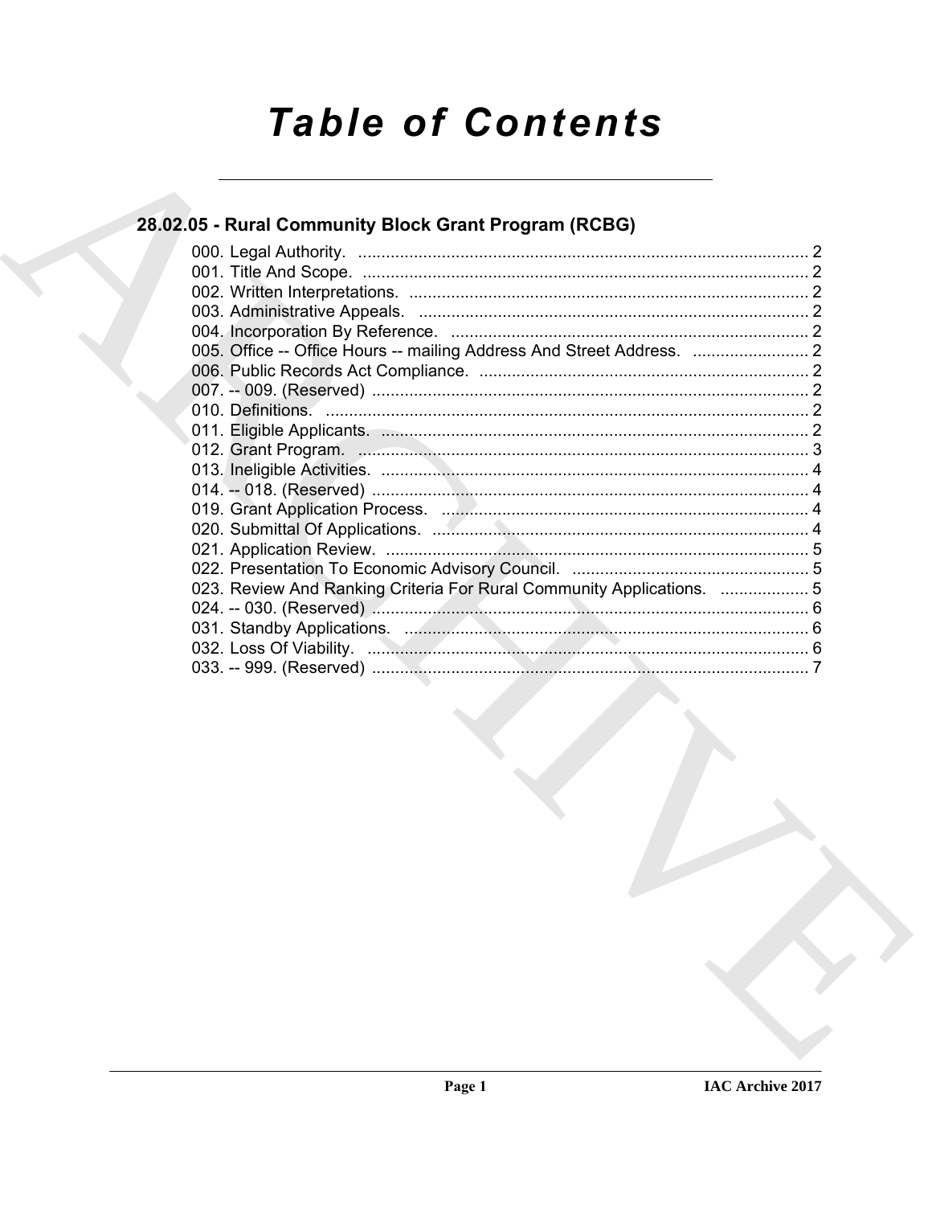# Table of Contents

## 28.02.05 - Rural Community Block Grant Program (RCBG)

000. Legal Authority. ........................................................................................ 2
001. Title And Scope. ........................................................................................ 2
002. Written Interpretations. ............................................................................... 2
003. Administrative Appeals. .............................................................................. 2
004. Incorporation By Reference. ....................................................................... 2
005. Office -- Office Hours -- mailing Address And Street Address. ......................... 2
006. Public Records Act Compliance. .................................................................. 2
007. -- 009. (Reserved) ..................................................................................... 2
010. Definitions. ............................................................................................... 2
011. Eligible Applicants. .................................................................................... 2
012. Grant Program. .......................................................................................... 3
013. Ineligible Activities. ................................................................................... 4
014. -- 018. (Reserved) ..................................................................................... 4
019. Grant Application Process. ......................................................................... 4
020. Submittal Of Applications. .......................................................................... 4
021. Application Review. ................................................................................... 5
022. Presentation To Economic Advisory Council. ................................................ 5
023. Review And Ranking Criteria For Rural Community Applications. ................... 5
024. -- 030. (Reserved) ..................................................................................... 6
031. Standby Applications. ................................................................................ 6
032. Loss Of Viability. ....................................................................................... 6
033. -- 999. (Reserved) ..................................................................................... 7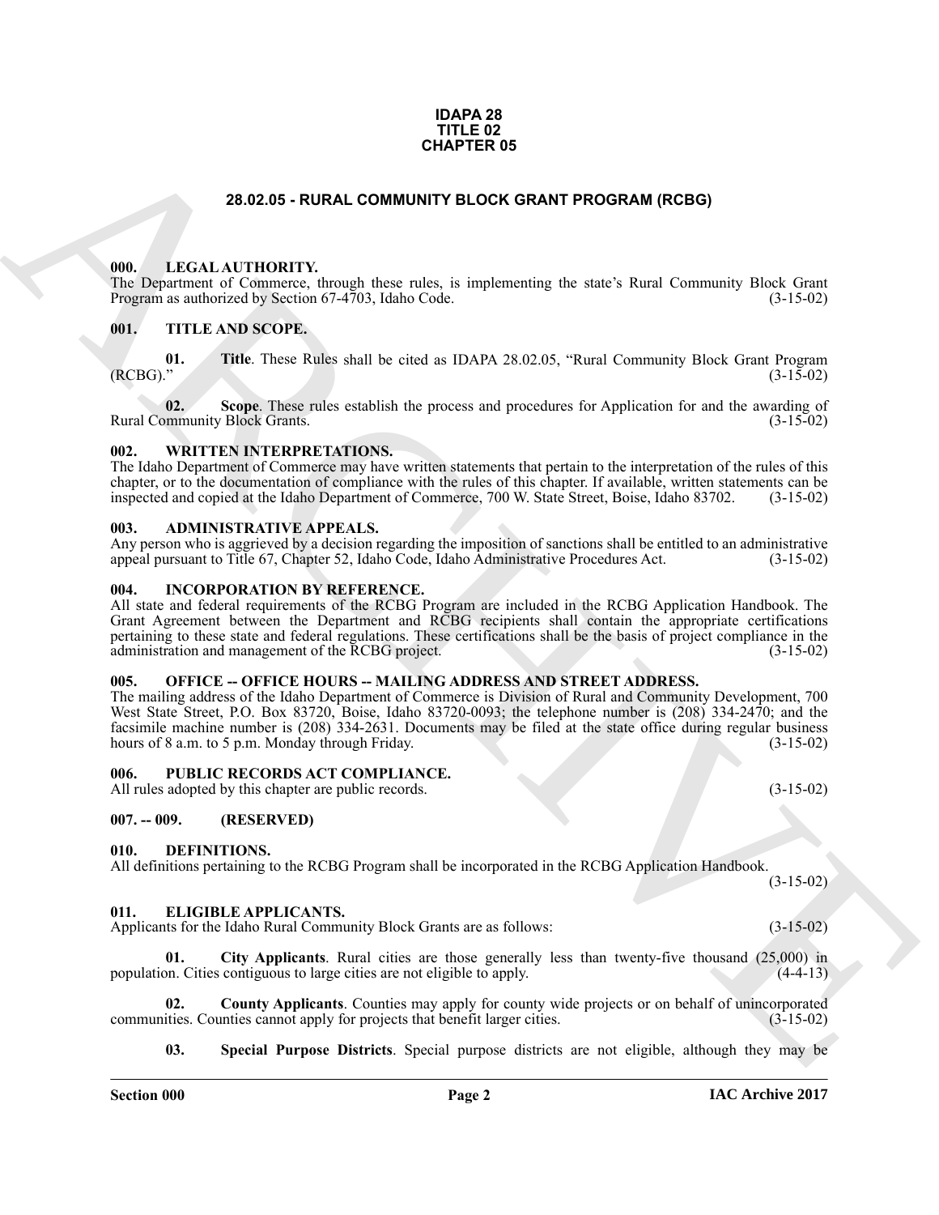# IDAPA 28
# TITLE 02
# CHAPTER 05

## 28.02.05 - RURAL COMMUNITY BLOCK GRANT PROGRAM (RCBG)

### 000. LEGAL AUTHORITY.

The Department of Commerce, through these rules, is implementing the state's Rural Community Block Grant Program as authorized by Section 67-4703, Idaho Code. (3-15-02)

### 001. TITLE AND SCOPE.

**01. Title**. These Rules shall be cited as IDAPA 28.02.05, "Rural Community Block Grant Program (RCBG)." (3-15-02)

**02. Scope**. These rules establish the process and procedures for Application for and the awarding of Rural Community Block Grants. (3-15-02)

### 002. WRITTEN INTERPRETATIONS.

The Idaho Department of Commerce may have written statements that pertain to the interpretation of the rules of this chapter, or to the documentation of compliance with the rules of this chapter. If available, written statements can be inspected and copied at the Idaho Department of Commerce, 700 W. State Street, Boise, Idaho 83702. (3-15-02)

### 003. ADMINISTRATIVE APPEALS.

Any person who is aggrieved by a decision regarding the imposition of sanctions shall be entitled to an administrative appeal pursuant to Title 67, Chapter 52, Idaho Code, Idaho Administrative Procedures Act. (3-15-02)

### 004. INCORPORATION BY REFERENCE.

All state and federal requirements of the RCBG Program are included in the RCBG Application Handbook. The Grant Agreement between the Department and RCBG recipients shall contain the appropriate certifications pertaining to these state and federal regulations. These certifications shall be the basis of project compliance in the administration and management of the RCBG project. (3-15-02)

### 005. OFFICE -- OFFICE HOURS -- MAILING ADDRESS AND STREET ADDRESS.

The mailing address of the Idaho Department of Commerce is Division of Rural and Community Development, 700 West State Street, P.O. Box 83720, Boise, Idaho 83720-0093; the telephone number is (208) 334-2470; and the facsimile machine number is (208) 334-2631. Documents may be filed at the state office during regular business hours of 8 a.m. to 5 p.m. Monday through Friday. (3-15-02)

### 006. PUBLIC RECORDS ACT COMPLIANCE.

All rules adopted by this chapter are public records. (3-15-02)

### 007. -- 009. (RESERVED)

### 010. DEFINITIONS.

All definitions pertaining to the RCBG Program shall be incorporated in the RCBG Application Handbook. (3-15-02)

### 011. ELIGIBLE APPLICANTS.

Applicants for the Idaho Rural Community Block Grants are as follows: (3-15-02)

**01. City Applicants**. Rural cities are those generally less than twenty-five thousand (25,000) in population. Cities contiguous to large cities are not eligible to apply. (4-4-13)

**02. County Applicants**. Counties may apply for county wide projects or on behalf of unincorporated communities. Counties cannot apply for projects that benefit larger cities. (3-15-02)

**03. Special Purpose Districts**. Special purpose districts are not eligible, although they may be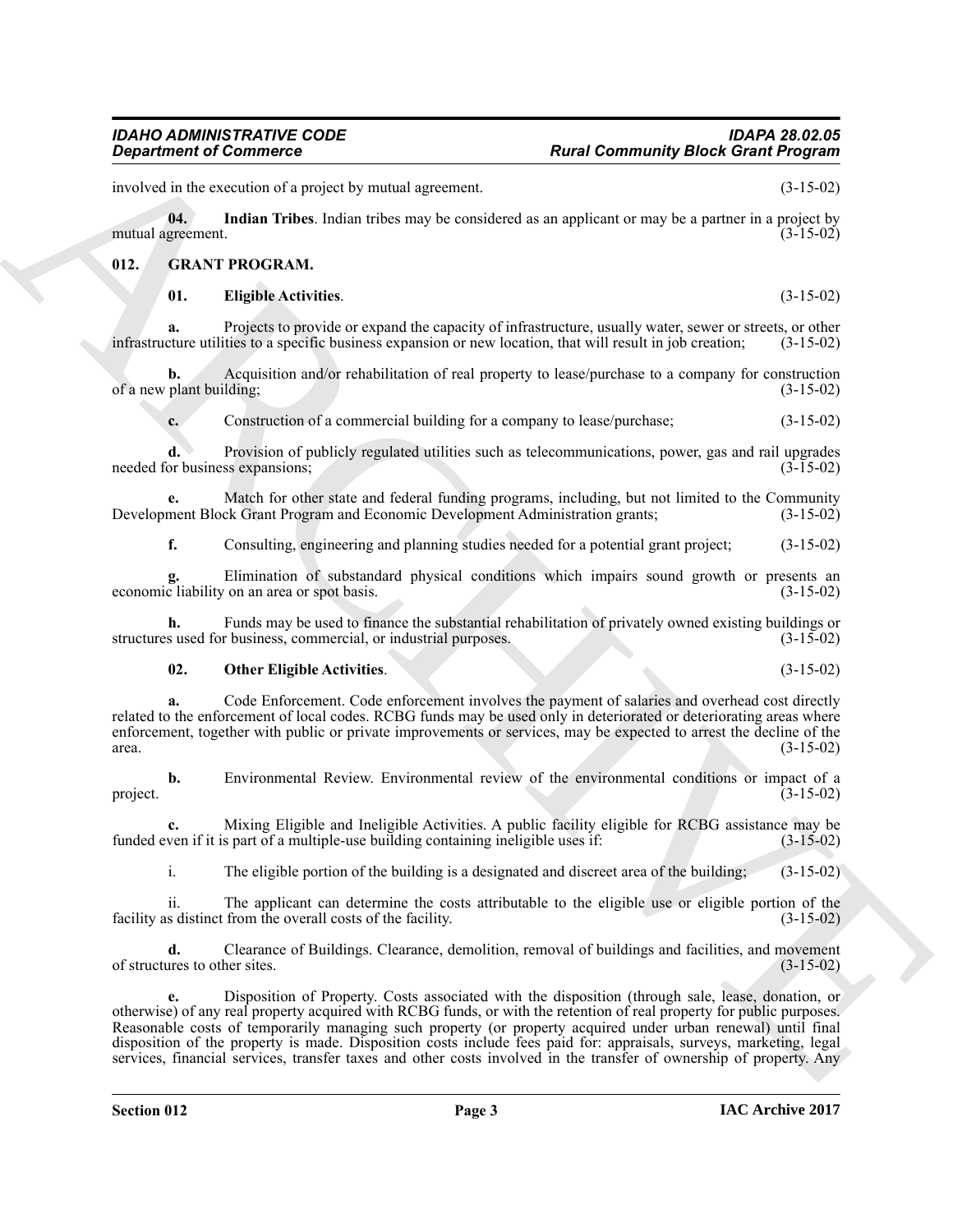involved in the execution of a project by mutual agreement. (3-15-02)

**04. Indian Tribes**. Indian tribes may be considered as an applicant or may be a partner in a project by mutual agreement. (3-15-02)

## 012. GRANT PROGRAM.

**01. Eligible Activities**. (3-15-02)

**a.** Projects to provide or expand the capacity of infrastructure, usually water, sewer or streets, or other infrastructure utilities to a specific business expansion or new location, that will result in job creation; (3-15-02)

**b.** Acquisition and/or rehabilitation of real property to lease/purchase to a company for construction of a new plant building; (3-15-02)

**c.** Construction of a commercial building for a company to lease/purchase; (3-15-02)

**d.** Provision of publicly regulated utilities such as telecommunications, power, gas and rail upgrades needed for business expansions; (3-15-02)

**e.** Match for other state and federal funding programs, including, but not limited to the Community Development Block Grant Program and Economic Development Administration grants; (3-15-02)

**f.** Consulting, engineering and planning studies needed for a potential grant project; (3-15-02)

**g.** Elimination of substandard physical conditions which impairs sound growth or presents an economic liability on an area or spot basis. (3-15-02)

**h.** Funds may be used to finance the substantial rehabilitation of privately owned existing buildings or structures used for business, commercial, or industrial purposes. (3-15-02)

**02. Other Eligible Activities**. (3-15-02)

**a.** Code Enforcement. Code enforcement involves the payment of salaries and overhead cost directly related to the enforcement of local codes. RCBG funds may be used only in deteriorated or deteriorating areas where enforcement, together with public or private improvements or services, may be expected to arrest the decline of the area. (3-15-02)

**b.** Environmental Review. Environmental review of the environmental conditions or impact of a project. (3-15-02)

**c.** Mixing Eligible and Ineligible Activities. A public facility eligible for RCBG assistance may be funded even if it is part of a multiple-use building containing ineligible uses if: (3-15-02)

i. The eligible portion of the building is a designated and discreet area of the building; (3-15-02)

ii. The applicant can determine the costs attributable to the eligible use or eligible portion of the facility as distinct from the overall costs of the facility. (3-15-02)

**d.** Clearance of Buildings. Clearance, demolition, removal of buildings and facilities, and movement of structures to other sites. (3-15-02)

**e.** Disposition of Property. Costs associated with the disposition (through sale, lease, donation, or otherwise) of any real property acquired with RCBG funds, or with the retention of real property for public purposes. Reasonable costs of temporarily managing such property (or property acquired under urban renewal) until final disposition of the property is made. Disposition costs include fees paid for: appraisals, surveys, marketing, legal services, financial services, transfer taxes and other costs involved in the transfer of ownership of property. Any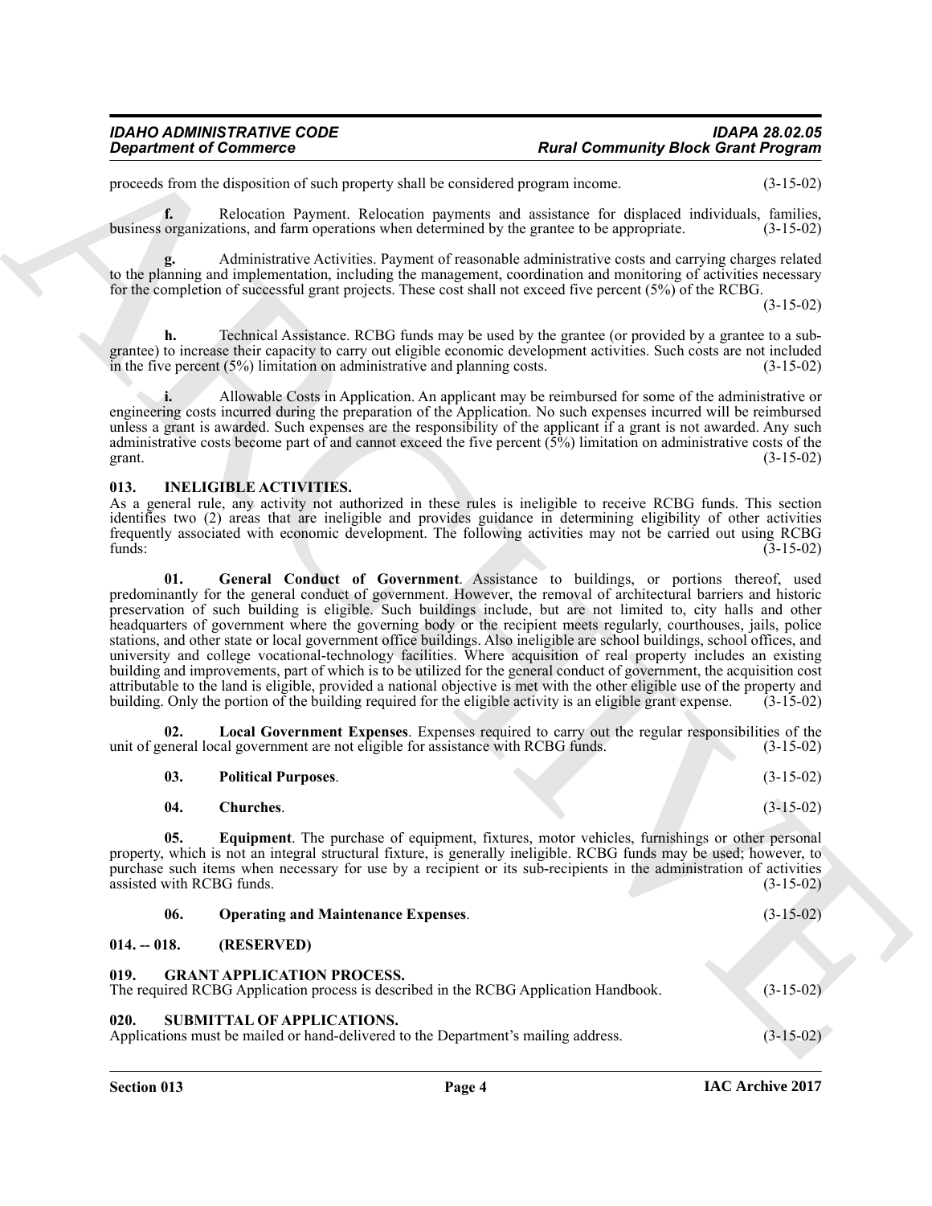proceeds from the disposition of such property shall be considered program income. (3-15-02)

**f.** Relocation Payment. Relocation payments and assistance for displaced individuals, families, business organizations, and farm operations when determined by the grantee to be appropriate. (3-15-02)

**g.** Administrative Activities. Payment of reasonable administrative costs and carrying charges related to the planning and implementation, including the management, coordination and monitoring of activities necessary for the completion of successful grant projects. These cost shall not exceed five percent (5%) of the RCBG. (3-15-02)

**h.** Technical Assistance. RCBG funds may be used by the grantee (or provided by a grantee to a sub-grantee) to increase their capacity to carry out eligible economic development activities. Such costs are not included in the five percent (5%) limitation on administrative and planning costs. (3-15-02)

**i.** Allowable Costs in Application. An applicant may be reimbursed for some of the administrative or engineering costs incurred during the preparation of the Application. No such expenses incurred will be reimbursed unless a grant is awarded. Such expenses are the responsibility of the applicant if a grant is not awarded. Any such administrative costs become part of and cannot exceed the five percent (5%) limitation on administrative costs of the grant. (3-15-02)

### 013. INELIGIBLE ACTIVITIES.

As a general rule, any activity not authorized in these rules is ineligible to receive RCBG funds. This section identifies two (2) areas that are ineligible and provides guidance in determining eligibility of other activities frequently associated with economic development. The following activities may not be carried out using RCBG funds: (3-15-02)

**01. General Conduct of Government**. Assistance to buildings, or portions thereof, used predominantly for the general conduct of government. However, the removal of architectural barriers and historic preservation of such building is eligible. Such buildings include, but are not limited to, city halls and other headquarters of government where the governing body or the recipient meets regularly, courthouses, jails, police stations, and other state or local government office buildings. Also ineligible are school buildings, school offices, and university and college vocational-technology facilities. Where acquisition of real property includes an existing building and improvements, part of which is to be utilized for the general conduct of government, the acquisition cost attributable to the land is eligible, provided a national objective is met with the other eligible use of the property and building. Only the portion of the building required for the eligible activity is an eligible grant expense. (3-15-02)

**02. Local Government Expenses**. Expenses required to carry out the regular responsibilities of the unit of general local government are not eligible for assistance with RCBG funds. (3-15-02)

**03. Political Purposes**. (3-15-02)

**04. Churches**. (3-15-02)

**05. Equipment**. The purchase of equipment, fixtures, motor vehicles, furnishings or other personal property, which is not an integral structural fixture, is generally ineligible. RCBG funds may be used; however, to purchase such items when necessary for use by a recipient or its sub-recipients in the administration of activities assisted with RCBG funds. (3-15-02)

**06. Operating and Maintenance Expenses**. (3-15-02)

### 014. -- 018. (RESERVED)

### 019. GRANT APPLICATION PROCESS.

The required RCBG Application process is described in the RCBG Application Handbook. (3-15-02)

### 020. SUBMITTAL OF APPLICATIONS.

Applications must be mailed or hand-delivered to the Department's mailing address. (3-15-02)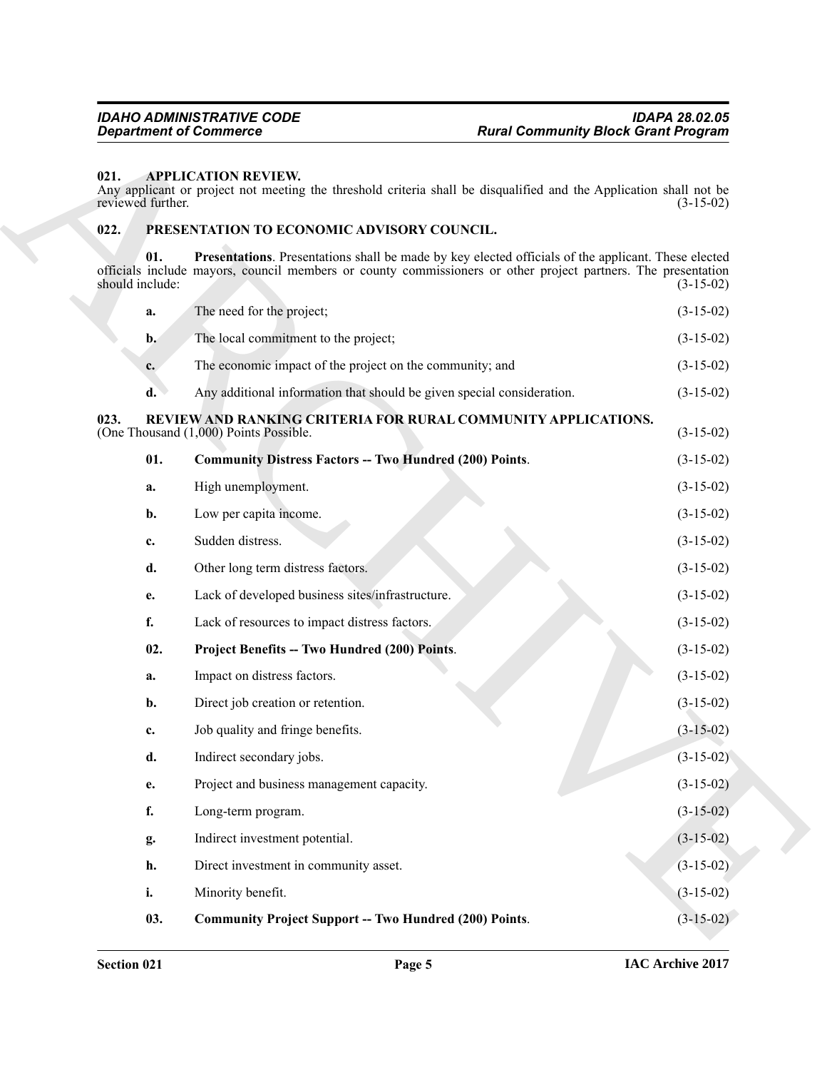### 021. APPLICATION REVIEW.

Any applicant or project not meeting the threshold criteria shall be disqualified and the Application shall not be reviewed further. (3-15-02)

### 022. PRESENTATION TO ECONOMIC ADVISORY COUNCIL.

**01. Presentations**. Presentations shall be made by key elected officials of the applicant. These elected officials include mayors, council members or county commissioners or other project partners. The presentation should include: (3-15-02)

**a.** The need for the project; (3-15-02)

**b.** The local commitment to the project; (3-15-02)

**c.** The economic impact of the project on the community; and (3-15-02)

**d.** Any additional information that should be given special consideration. (3-15-02)

### 023. REVIEW AND RANKING CRITERIA FOR RURAL COMMUNITY APPLICATIONS.

(One Thousand (1,000) Points Possible. (3-15-02)

**01. Community Distress Factors -- Two Hundred (200) Points**. (3-15-02)

**a.** High unemployment. (3-15-02)

**b.** Low per capita income. (3-15-02)

**c.** Sudden distress. (3-15-02)

**d.** Other long term distress factors. (3-15-02)

**e.** Lack of developed business sites/infrastructure. (3-15-02)

**f.** Lack of resources to impact distress factors. (3-15-02)

**02. Project Benefits -- Two Hundred (200) Points**. (3-15-02)

**a.** Impact on distress factors. (3-15-02)

**b.** Direct job creation or retention. (3-15-02)

**c.** Job quality and fringe benefits. (3-15-02)

**d.** Indirect secondary jobs. (3-15-02)

**e.** Project and business management capacity. (3-15-02)

**f.** Long-term program. (3-15-02)

**g.** Indirect investment potential. (3-15-02)

**h.** Direct investment in community asset. (3-15-02)

**i.** Minority benefit. (3-15-02)

**03. Community Project Support -- Two Hundred (200) Points**. (3-15-02)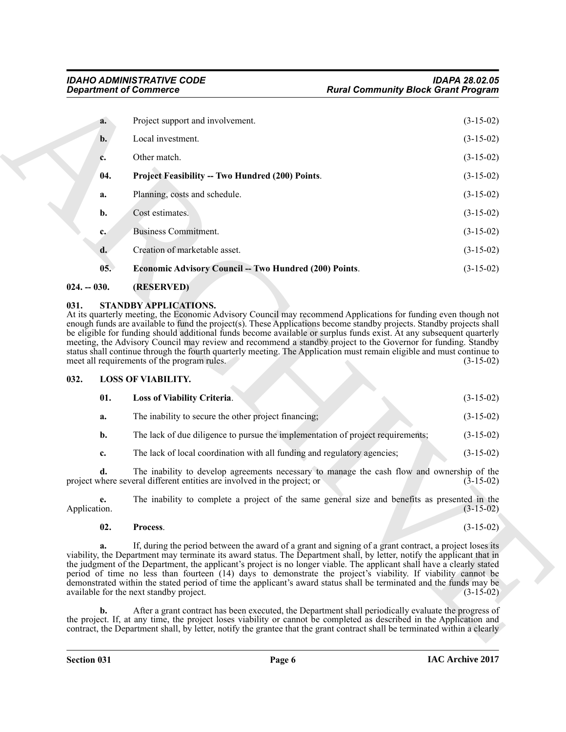**a.** Project support and involvement. (3-15-02)

**b.** Local investment. (3-15-02)

**c.** Other match. (3-15-02)

**04. Project Feasibility -- Two Hundred (200) Points**. (3-15-02)

**a.** Planning, costs and schedule. (3-15-02)

**b.** Cost estimates. (3-15-02)

**c.** Business Commitment. (3-15-02)

**d.** Creation of marketable asset. (3-15-02)

**05. Economic Advisory Council -- Two Hundred (200) Points**. (3-15-02)

## 024. -- 030. (RESERVED)

## 031. STANDBY APPLICATIONS.

At its quarterly meeting, the Economic Advisory Council may recommend Applications for funding even though not enough funds are available to fund the project(s). These Applications become standby projects. Standby projects shall be eligible for funding should additional funds become available or surplus funds exist. At any subsequent quarterly meeting, the Advisory Council may review and recommend a standby project to the Governor for funding. Standby status shall continue through the fourth quarterly meeting. The Application must remain eligible and must continue to meet all requirements of the program rules. (3-15-02)

## 032. LOSS OF VIABILITY.

**01. Loss of Viability Criteria**. (3-15-02)

**a.** The inability to secure the other project financing; (3-15-02)

**b.** The lack of due diligence to pursue the implementation of project requirements; (3-15-02)

**c.** The lack of local coordination with all funding and regulatory agencies; (3-15-02)

**d.** The inability to develop agreements necessary to manage the cash flow and ownership of the project where several different entities are involved in the project; or (3-15-02)

**e.** The inability to complete a project of the same general size and benefits as presented in the Application. (3-15-02)

**02. Process**. (3-15-02)

**a.** If, during the period between the award of a grant and signing of a grant contract, a project loses its viability, the Department may terminate its award status. The Department shall, by letter, notify the applicant that in the judgment of the Department, the applicant's project is no longer viable. The applicant shall have a clearly stated period of time no less than fourteen (14) days to demonstrate the project's viability. If viability cannot be demonstrated within the stated period of time the applicant's award status shall be terminated and the funds may be available for the next standby project. (3-15-02)

**b.** After a grant contract has been executed, the Department shall periodically evaluate the progress of the project. If, at any time, the project loses viability or cannot be completed as described in the Application and contract, the Department shall, by letter, notify the grantee that the grant contract shall be terminated within a clearly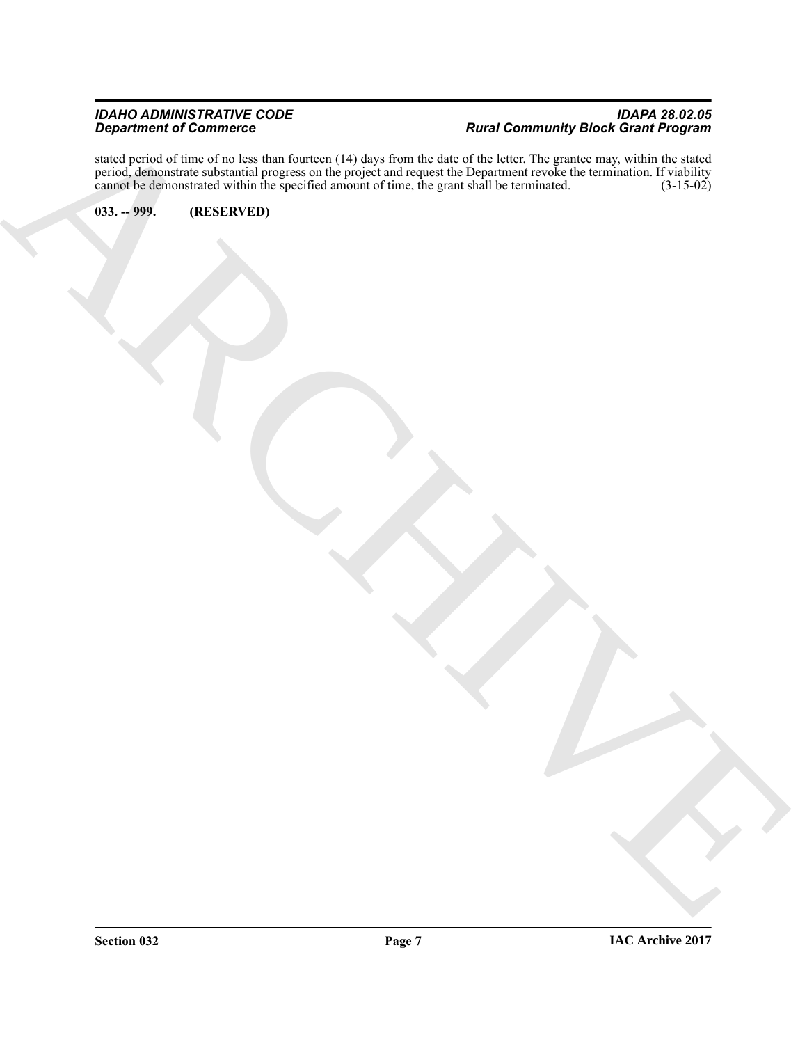stated period of time of no less than fourteen (14) days from the date of the letter. The grantee may, within the stated period, demonstrate substantial progress on the project and request the Department revoke the termination. If viability cannot be demonstrated within the specified amount of time, the grant shall be terminated. (3-15-02)

**033. -- 999. (RESERVED)**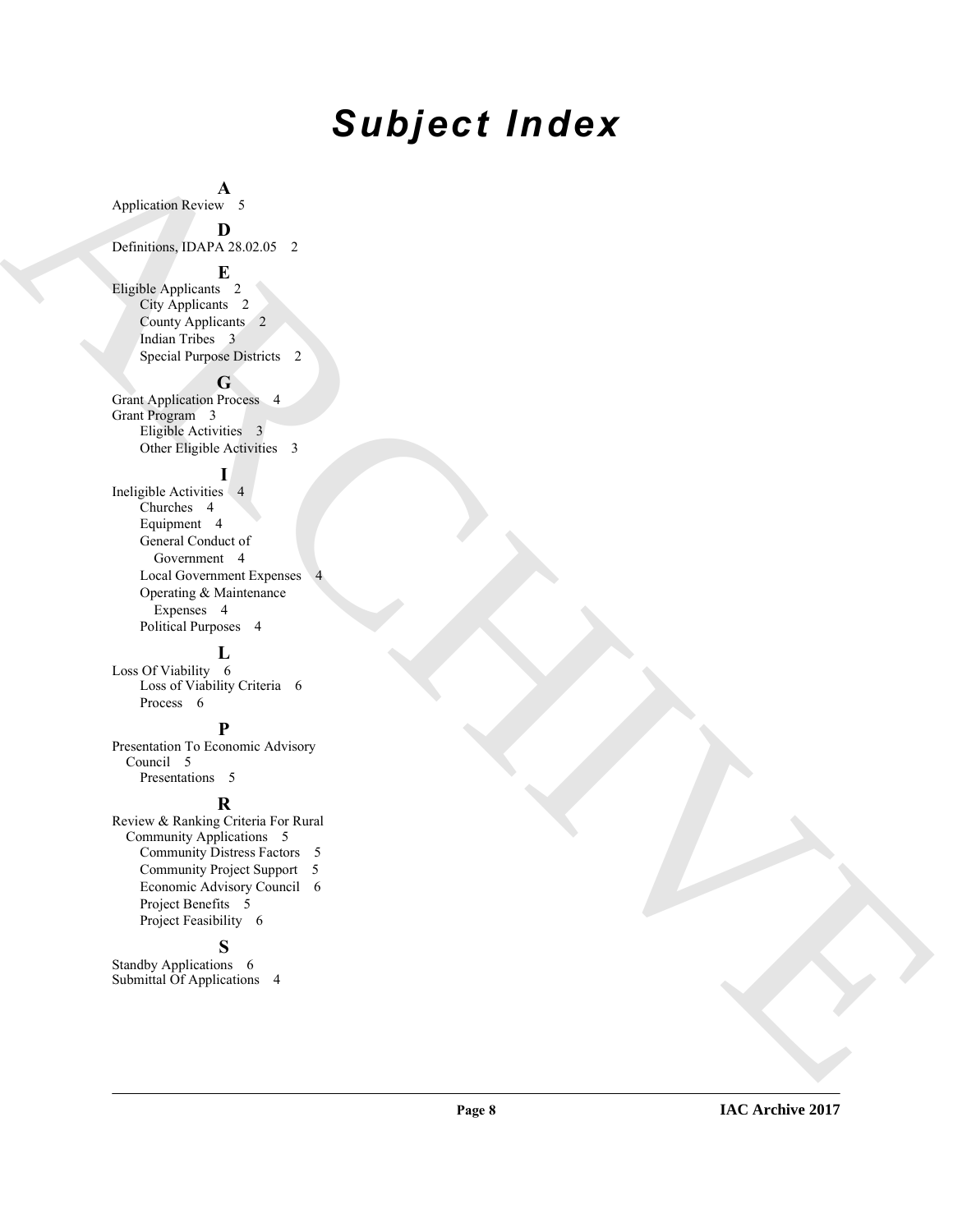# *Subject Index*

**A**

Application Review 5

**D**

Definitions, IDAPA 28.02.05 2

**E**

Eligible Applicants 2
- City Applicants 2
- County Applicants 2
- Indian Tribes 3
- Special Purpose Districts 2

**G**

Grant Application Process 4

Grant Program 3
- Eligible Activities 3
- Other Eligible Activities 3

**I**

Ineligible Activities 4
- Churches 4
- Equipment 4
- General Conduct of Government 4
- Local Government Expenses 4
- Operating & Maintenance Expenses 4
- Political Purposes 4

**L**

Loss Of Viability 6
- Loss of Viability Criteria 6
- Process 6

**P**

Presentation To Economic Advisory Council 5
- Presentations 5

**R**

Review & Ranking Criteria For Rural Community Applications 5
- Community Distress Factors 5
- Community Project Support 5
- Economic Advisory Council 6
- Project Benefits 5
- Project Feasibility 6

**S**

Standby Applications 6

Submittal Of Applications 4